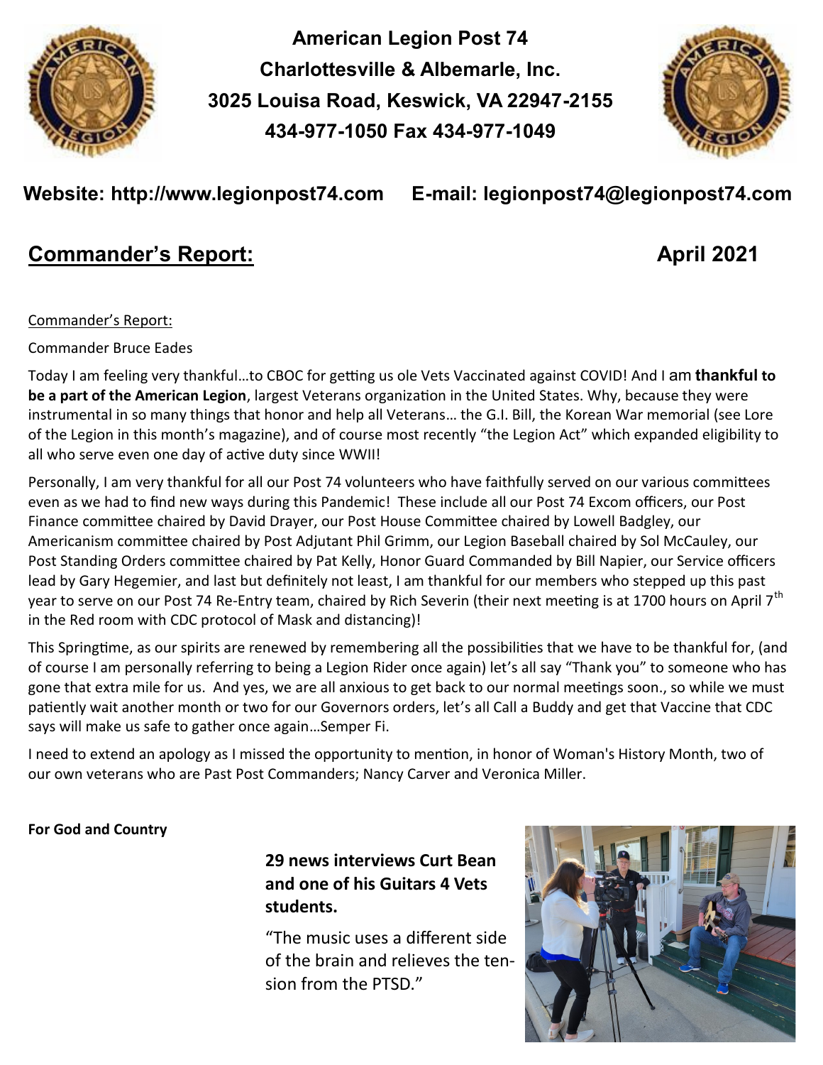**American Legion Post 74**
**Charlottesville & Albemarle, Inc.**
**3025 Louisa Road, Keswick, VA 22947-2155**
**434-977-1050 Fax 434-977-1049**

**Website: http://www.legionpost74.com E-mail: legionpost74@legionpost74.com**

## Commander's Report: April 2021

Commander's Report:

Commander Bruce Eades

Today I am feeling very thankful…to CBOC for getting us ole Vets Vaccinated against COVID! And I am **thankful to be a part of the American Legion**, largest Veterans organization in the United States. Why, because they were instrumental in so many things that honor and help all Veterans… the G.I. Bill, the Korean War memorial (see Lore of the Legion in this month's magazine), and of course most recently "the Legion Act" which expanded eligibility to all who serve even one day of active duty since WWII!

Personally, I am very thankful for all our Post 74 volunteers who have faithfully served on our various committees even as we had to find new ways during this Pandemic! These include all our Post 74 Excom officers, our Post Finance committee chaired by David Drayer, our Post House Committee chaired by Lowell Badgley, our Americanism committee chaired by Post Adjutant Phil Grimm, our Legion Baseball chaired by Sol McCauley, our Post Standing Orders committee chaired by Pat Kelly, Honor Guard Commanded by Bill Napier, our Service officers lead by Gary Hegemier, and last but definitely not least, I am thankful for our members who stepped up this past year to serve on our Post 74 Re-Entry team, chaired by Rich Severin (their next meeting is at 1700 hours on April 7th in the Red room with CDC protocol of Mask and distancing)!

This Springtime, as our spirits are renewed by remembering all the possibilities that we have to be thankful for, (and of course I am personally referring to being a Legion Rider once again) let's all say "Thank you" to someone who has gone that extra mile for us. And yes, we are all anxious to get back to our normal meetings soon., so while we must patiently wait another month or two for our Governors orders, let's all Call a Buddy and get that Vaccine that CDC says will make us safe to gather once again…Semper Fi.

I need to extend an apology as I missed the opportunity to mention, in honor of Woman's History Month, two of our own veterans who are Past Post Commanders; Nancy Carver and Veronica Miller.

**For God and Country**

**29 news interviews Curt Bean and one of his Guitars 4 Vets students.**

"The music uses a different side of the brain and relieves the tension from the PTSD."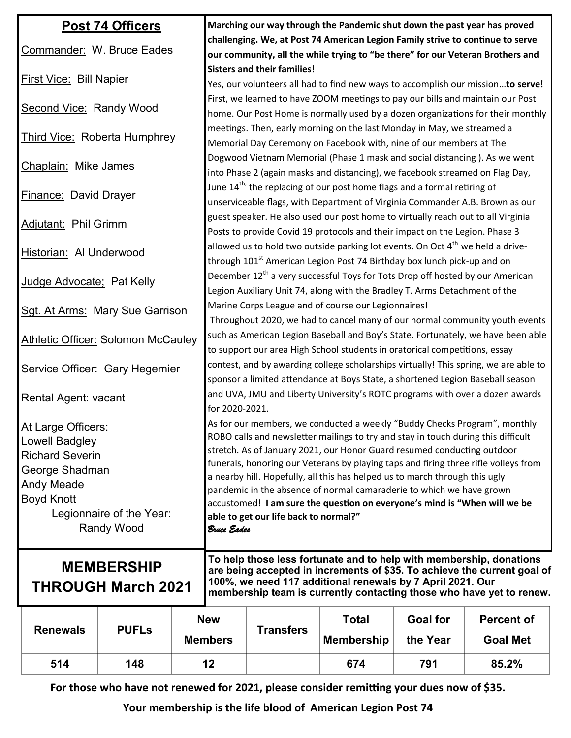## Post 74 Officers

Commander: W. Bruce Eades

First Vice: Bill Napier

Second Vice: Randy Wood

Third Vice: Roberta Humphrey

Chaplain: Mike James

Finance: David Drayer

Adjutant: Phil Grimm

Historian: Al Underwood

Judge Advocate; Pat Kelly

Sgt. At Arms: Mary Sue Garrison

Athletic Officer: Solomon McCauley

Service Officer: Gary Hegemier

Rental Agent: vacant

At Large Officers:
Lowell Badgley
Richard Severin
George Shadman
Andy Meade
Boyd Knott

Legionnaire of the Year:
Randy Wood

**Marching our way through the Pandemic shut down the past year has proved challenging. We, at Post 74 American Legion Family strive to continue to serve our community, all the while trying to "be there" for our Veteran Brothers and Sisters and their families!**

Yes, our volunteers all had to find new ways to accomplish our mission…**to serve!** First, we learned to have ZOOM meetings to pay our bills and maintain our Post home. Our Post Home is normally used by a dozen organizations for their monthly meetings. Then, early morning on the last Monday in May, we streamed a Memorial Day Ceremony on Facebook with, nine of our members at The Dogwood Vietnam Memorial (Phase 1 mask and social distancing ). As we went into Phase 2 (again masks and distancing), we facebook streamed on Flag Day, June 14th, the replacing of our post home flags and a formal retiring of unserviceable flags, with Department of Virginia Commander A.B. Brown as our guest speaker. He also used our post home to virtually reach out to all Virginia Posts to provide Covid 19 protocols and their impact on the Legion. Phase 3 allowed us to hold two outside parking lot events. On Oct 4th we held a drive-through 101st American Legion Post 74 Birthday box lunch pick-up and on December 12th a very successful Toys for Tots Drop off hosted by our American Legion Auxiliary Unit 74, along with the Bradley T. Arms Detachment of the Marine Corps League and of course our Legionnaires!

Throughout 2020, we had to cancel many of our normal community youth events such as American Legion Baseball and Boy's State. Fortunately, we have been able to support our area High School students in oratorical competitions, essay contest, and by awarding college scholarships virtually! This spring, we are able to sponsor a limited attendance at Boys State, a shortened Legion Baseball season and UVA, JMU and Liberty University's ROTC programs with over a dozen awards for 2020-2021.

As for our members, we conducted a weekly "Buddy Checks Program", monthly ROBO calls and newsletter mailings to try and stay in touch during this difficult stretch. As of January 2021, our Honor Guard resumed conducting outdoor funerals, honoring our Veterans by playing taps and firing three rifle volleys from a nearby hill. Hopefully, all this has helped us to march through this ugly pandemic in the absence of normal camaraderie to which we have grown accustomed! **I am sure the question on everyone's mind is "When will we be able to get our life back to normal?"**

*Bruce Eades*

## MEMBERSHIP THROUGH March 2021

**To help those less fortunate and to help with membership, donations are being accepted in increments of $35. To achieve the current goal of 100%, we need 117 additional renewals by 7 April 2021. Our membership team is currently contacting those who have yet to renew.**

| Renewals | PUFLs | New Members | Transfers | Total Membership | Goal for the Year | Percent of Goal Met |
|---|---|---|---|---|---|---|
| 514 | 148 | 12 | | 674 | 791 | 85.2% |

**For those who have not renewed for 2021, please consider remitting your dues now of $35.**

**Your membership is the life blood of American Legion Post 74**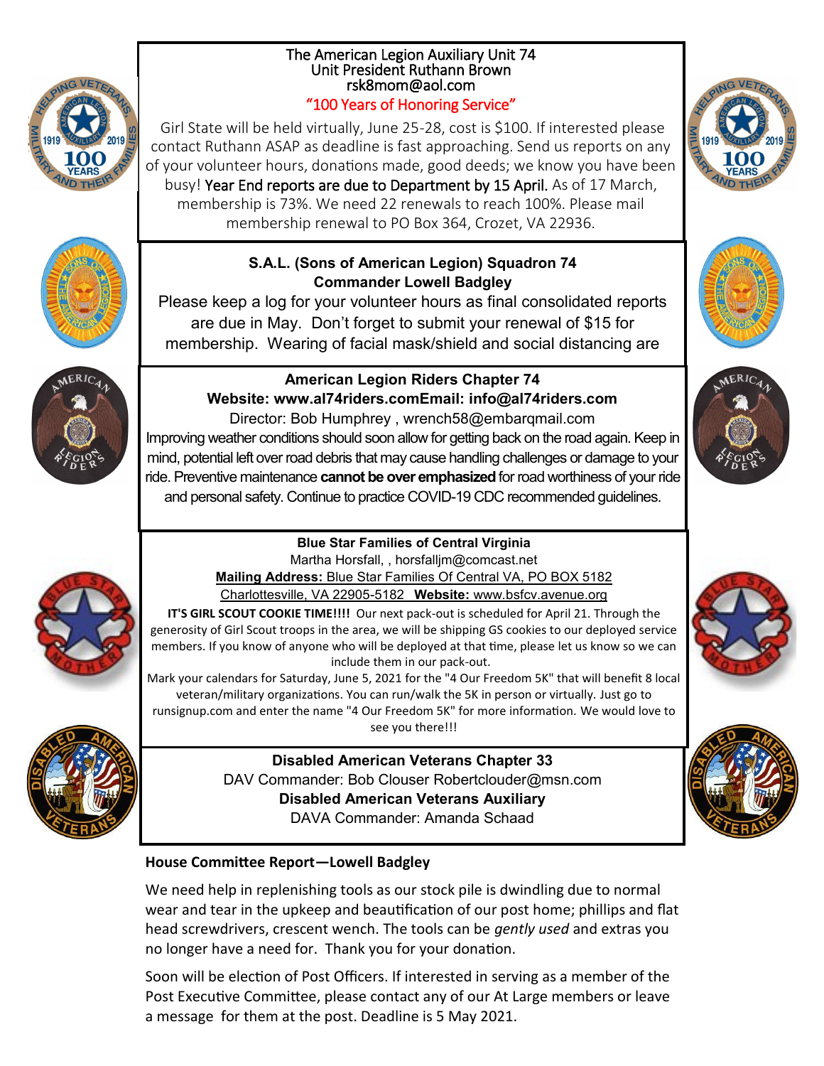## The American Legion Auxiliary Unit 74

Unit President Ruthann Brown

rsk8mom@aol.com

"100 Years of Honoring Service"

Girl State will be held virtually, June 25-28, cost is $100. If interested please contact Ruthann ASAP as deadline is fast approaching. Send us reports on any of your volunteer hours, donations made, good deeds; we know you have been busy! Year End reports are due to Department by 15 April. As of 17 March, membership is 73%. We need 22 renewals to reach 100%. Please mail membership renewal to PO Box 364, Crozet, VA 22936.

## S.A.L. (Sons of American Legion) Squadron 74

**Commander Lowell Badgley**

Please keep a log for your volunteer hours as final consolidated reports are due in May. Don't forget to submit your renewal of $15 for membership. Wearing of facial mask/shield and social distancing are

## American Legion Riders Chapter 74

**Website: www.al74riders.comEmail: info@al74riders.com**

Director: Bob Humphrey , wrench58@embarqmail.com

Improving weather conditions should soon allow for getting back on the road again. Keep in mind, potential left over road debris that may cause handling challenges or damage to your ride. Preventive maintenance **cannot be over emphasized** for road worthiness of your ride and personal safety. Continue to practice COVID-19 CDC recommended guidelines.

## Blue Star Families of Central Virginia

Martha Horsfall, , horsfalljm@comcast.net

**Mailing Address:** Blue Star Families Of Central VA, PO BOX 5182 Charlottesville, VA 22905-5182 **Website:** www.bsfcv.avenue.org

**IT'S GIRL SCOUT COOKIE TIME!!!!** Our next pack-out is scheduled for April 21. Through the generosity of Girl Scout troops in the area, we will be shipping GS cookies to our deployed service members. If you know of anyone who will be deployed at that time, please let us know so we can include them in our pack-out.

Mark your calendars for Saturday, June 5, 2021 for the "4 Our Freedom 5K" that will benefit 8 local veteran/military organizations. You can run/walk the 5K in person or virtually. Just go to runsignup.com and enter the name "4 Our Freedom 5K" for more information. We would love to see you there!!!

## Disabled American Veterans Chapter 33

DAV Commander: Bob Clouser Robertclouder@msn.com

**Disabled American Veterans Auxiliary**

DAVA Commander: Amanda Schaad

### House Committee Report—Lowell Badgley

We need help in replenishing tools as our stock pile is dwindling due to normal wear and tear in the upkeep and beautification of our post home; phillips and flat head screwdrivers, crescent wench. The tools can be *gently used* and extras you no longer have a need for. Thank you for your donation.

Soon will be election of Post Officers. If interested in serving as a member of the Post Executive Committee, please contact any of our At Large members or leave a message for them at the post. Deadline is 5 May 2021.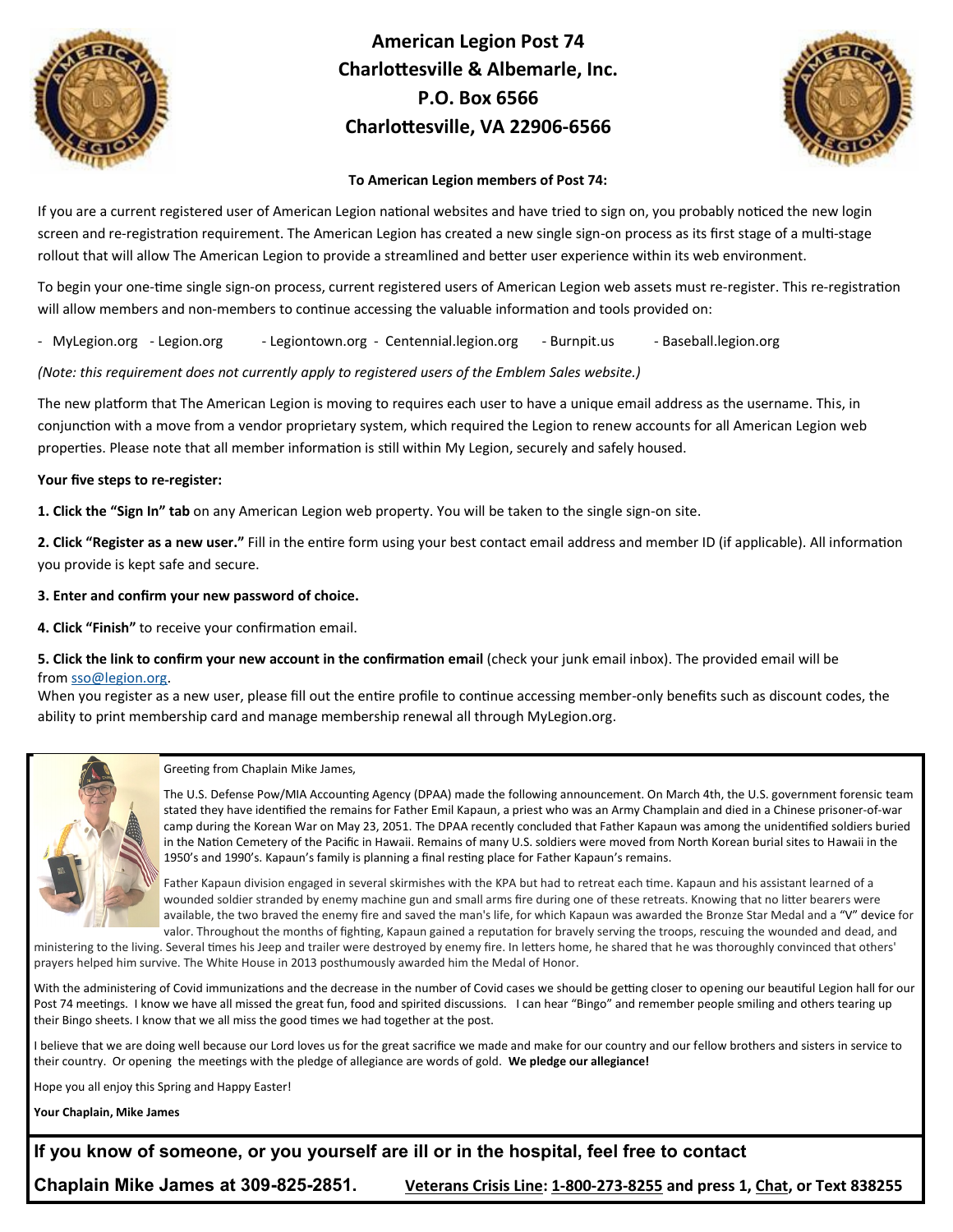# American Legion Post 74
## Charlottesville & Albemarle, Inc.
## P.O. Box 6566
## Charlottesville, VA 22906-6566

**To American Legion members of Post 74:**

If you are a current registered user of American Legion national websites and have tried to sign on, you probably noticed the new login screen and re-registration requirement. The American Legion has created a new single sign-on process as its first stage of a multi-stage rollout that will allow The American Legion to provide a streamlined and better user experience within its web environment.

To begin your one-time single sign-on process, current registered users of American Legion web assets must re-register. This re-registration will allow members and non-members to continue accessing the valuable information and tools provided on:

- MyLegion.org - Legion.org - Legiontown.org - Centennial.legion.org - Burnpit.us - Baseball.legion.org

*(Note: this requirement does not currently apply to registered users of the Emblem Sales website.)*

The new platform that The American Legion is moving to requires each user to have a unique email address as the username. This, in conjunction with a move from a vendor proprietary system, which required the Legion to renew accounts for all American Legion web properties. Please note that all member information is still within My Legion, securely and safely housed.

**Your five steps to re-register:**

**1. Click the "Sign In" tab** on any American Legion web property. You will be taken to the single sign-on site.

**2. Click "Register as a new user."** Fill in the entire form using your best contact email address and member ID (if applicable). All information you provide is kept safe and secure.

**3. Enter and confirm your new password of choice.**

**4. Click "Finish"** to receive your confirmation email.

**5. Click the link to confirm your new account in the confirmation email** (check your junk email inbox). The provided email will be from sso@legion.org.

When you register as a new user, please fill out the entire profile to continue accessing member-only benefits such as discount codes, the ability to print membership card and manage membership renewal all through MyLegion.org.

Greeting from Chaplain Mike James,

The U.S. Defense Pow/MIA Accounting Agency (DPAA) made the following announcement. On March 4th, the U.S. government forensic team stated they have identified the remains for Father Emil Kapaun, a priest who was an Army Champlain and died in a Chinese prisoner-of-war camp during the Korean War on May 23, 2051. The DPAA recently concluded that Father Kapaun was among the unidentified soldiers buried in the Nation Cemetery of the Pacific in Hawaii. Remains of many U.S. soldiers were moved from North Korean burial sites to Hawaii in the 1950's and 1990's. Kapaun's family is planning a final resting place for Father Kapaun's remains.

Father Kapaun division engaged in several skirmishes with the KPA but had to retreat each time. Kapaun and his assistant learned of a wounded soldier stranded by enemy machine gun and small arms fire during one of these retreats. Knowing that no litter bearers were available, the two braved the enemy fire and saved the man's life, for which Kapaun was awarded the Bronze Star Medal and a "V" device for valor. Throughout the months of fighting, Kapaun gained a reputation for bravely serving the troops, rescuing the wounded and dead, and ministering to the living. Several times his Jeep and trailer were destroyed by enemy fire. In letters home, he shared that he was thoroughly convinced that others' prayers helped him survive. The White House in 2013 posthumously awarded him the Medal of Honor.

With the administering of Covid immunizations and the decrease in the number of Covid cases we should be getting closer to opening our beautiful Legion hall for our Post 74 meetings. I know we have all missed the great fun, food and spirited discussions. I can hear "Bingo" and remember people smiling and others tearing up their Bingo sheets. I know that we all miss the good times we had together at the post.

I believe that we are doing well because our Lord loves us for the great sacrifice we made and make for our country and our fellow brothers and sisters in service to their country. Or opening the meetings with the pledge of allegiance are words of gold. **We pledge our allegiance!**

Hope you all enjoy this Spring and Happy Easter!

**Your Chaplain, Mike James**

**If you know of someone, or you yourself are ill or in the hospital, feel free to contact Chaplain Mike James at 309-825-2851.** **Veterans Crisis Line: 1-800-273-8255 and press 1, Chat, or Text 838255**